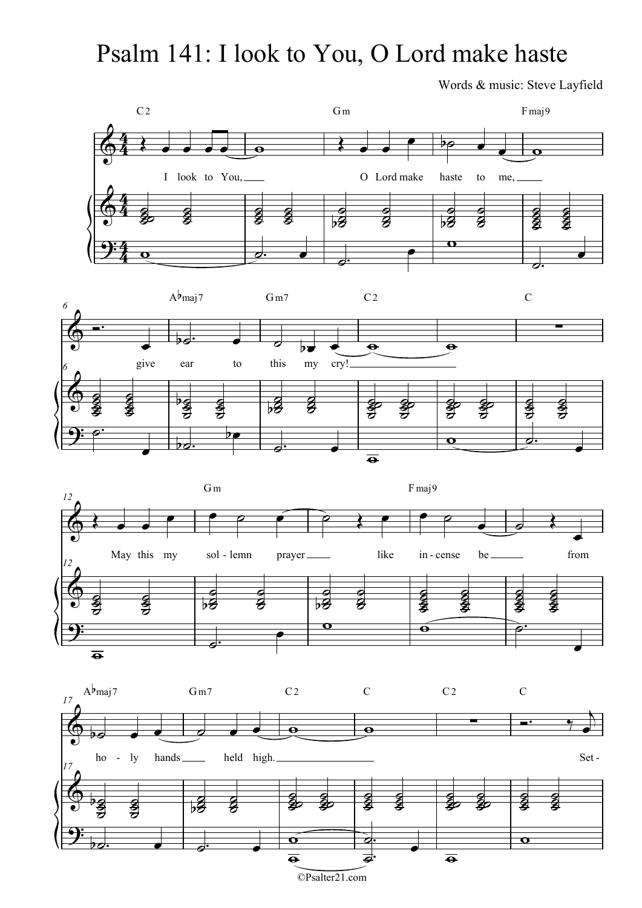# Psalm 141: I look to You, O Lord make haste

Words & music: Steve Layfield

C2 Gm Fmaj9

I look to You, O Lord make haste to me,

Abmaj7 Gm7 C2 C

give ear to this my cry!

Gm Fmaj9

May this my sol - lemn prayer like in - cense be from

Abmaj7 Gm7 C2 C C2 C

ho - ly hands held high. Set -

©Psalter21.com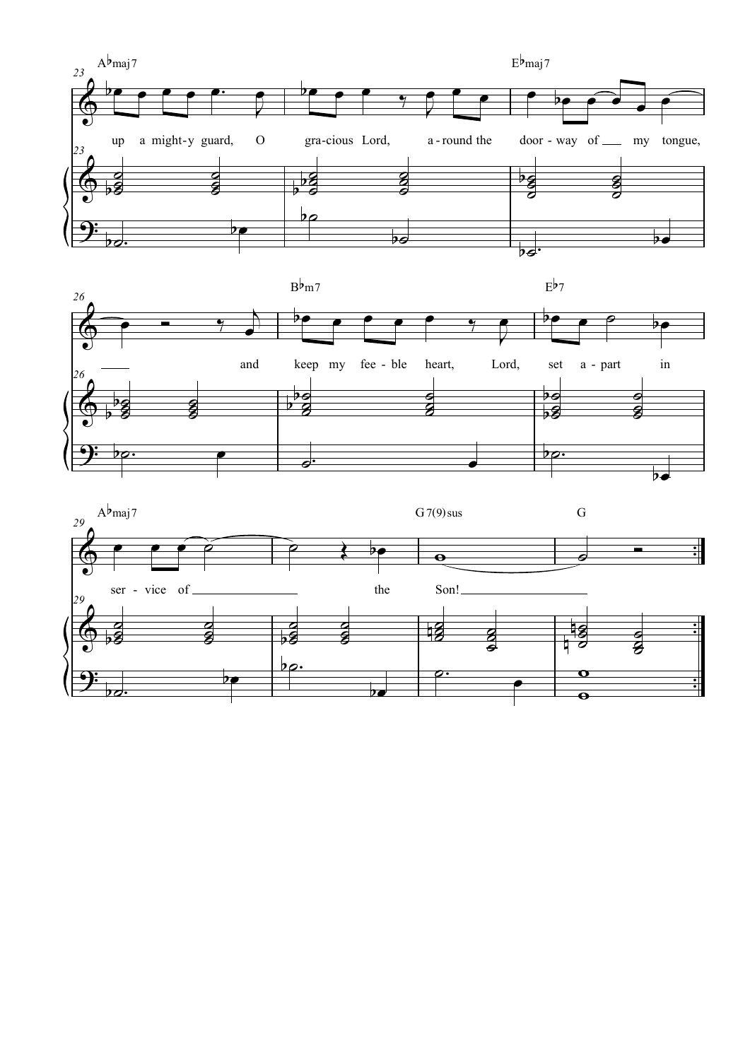23

A♭maj7 — E♭maj7

up a might-y guard, O gra-cious Lord, a-round the door-way of ___ my tongue,

26

B♭m7 — E♭7

___ and keep my fee-ble heart, Lord, set a-part in

29

A♭maj7 — G7(9)sus — G

ser-vice of ___ the Son! ___